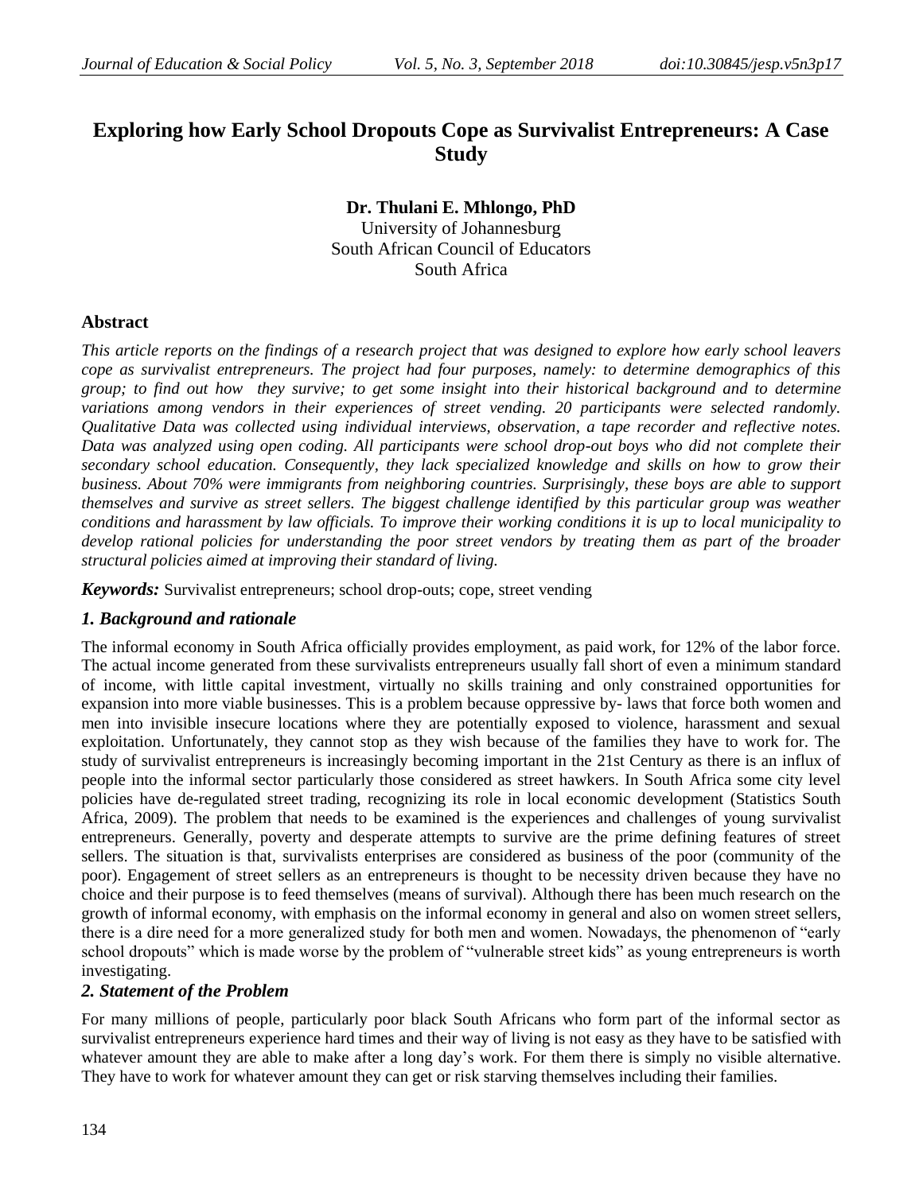# Exploring how Early School Dropouts Cope as Survivalist Entrepreneurs: A Case Study

**Dr. Thulani E. Mhlongo, PhD**
University of Johannesburg
South African Council of Educators
South Africa

## Abstract

*This article reports on the findings of a research project that was designed to explore how early school leavers cope as survivalist entrepreneurs. The project had four purposes, namely: to determine demographics of this group; to find out how they survive; to get some insight into their historical background and to determine variations among vendors in their experiences of street vending. 20 participants were selected randomly. Qualitative Data was collected using individual interviews, observation, a tape recorder and reflective notes. Data was analyzed using open coding. All participants were school drop-out boys who did not complete their secondary school education. Consequently, they lack specialized knowledge and skills on how to grow their business. About 70% were immigrants from neighboring countries. Surprisingly, these boys are able to support themselves and survive as street sellers. The biggest challenge identified by this particular group was weather conditions and harassment by law officials. To improve their working conditions it is up to local municipality to develop rational policies for understanding the poor street vendors by treating them as part of the broader structural policies aimed at improving their standard of living.*

***Keywords:*** Survivalist entrepreneurs; school drop-outs; cope, street vending

## *1. Background and rationale*

The informal economy in South Africa officially provides employment, as paid work, for 12% of the labor force. The actual income generated from these survivalists entrepreneurs usually fall short of even a minimum standard of income, with little capital investment, virtually no skills training and only constrained opportunities for expansion into more viable businesses. This is a problem because oppressive by- laws that force both women and men into invisible insecure locations where they are potentially exposed to violence, harassment and sexual exploitation. Unfortunately, they cannot stop as they wish because of the families they have to work for. The study of survivalist entrepreneurs is increasingly becoming important in the 21st Century as there is an influx of people into the informal sector particularly those considered as street hawkers. In South Africa some city level policies have de-regulated street trading, recognizing its role in local economic development (Statistics South Africa, 2009). The problem that needs to be examined is the experiences and challenges of young survivalist entrepreneurs. Generally, poverty and desperate attempts to survive are the prime defining features of street sellers. The situation is that, survivalists enterprises are considered as business of the poor (community of the poor). Engagement of street sellers as an entrepreneurs is thought to be necessity driven because they have no choice and their purpose is to feed themselves (means of survival). Although there has been much research on the growth of informal economy, with emphasis on the informal economy in general and also on women street sellers, there is a dire need for a more generalized study for both men and women. Nowadays, the phenomenon of "early school dropouts" which is made worse by the problem of "vulnerable street kids" as young entrepreneurs is worth investigating.

## *2. Statement of the Problem*

For many millions of people, particularly poor black South Africans who form part of the informal sector as survivalist entrepreneurs experience hard times and their way of living is not easy as they have to be satisfied with whatever amount they are able to make after a long day's work. For them there is simply no visible alternative. They have to work for whatever amount they can get or risk starving themselves including their families.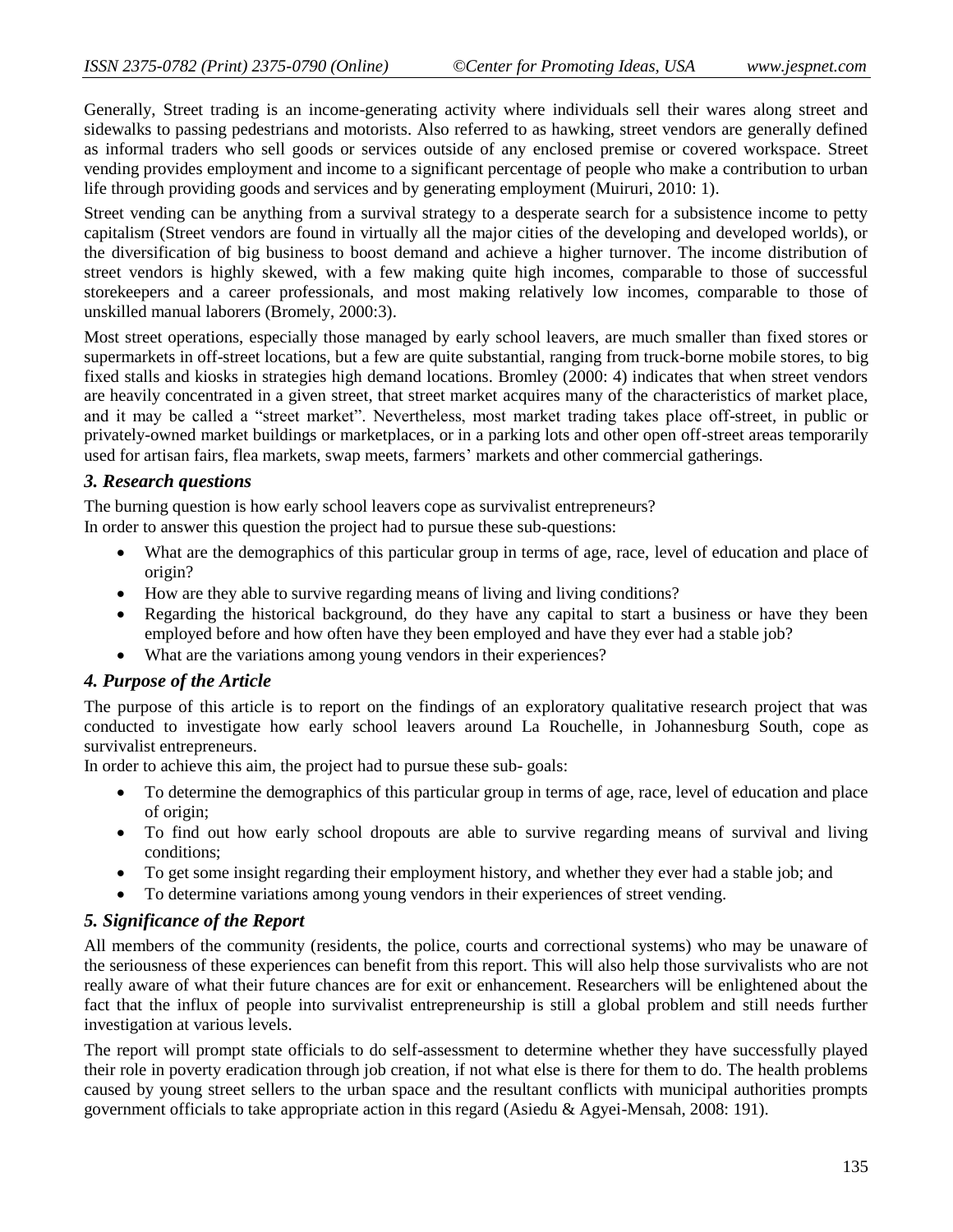Generally, Street trading is an income-generating activity where individuals sell their wares along street and sidewalks to passing pedestrians and motorists. Also referred to as hawking, street vendors are generally defined as informal traders who sell goods or services outside of any enclosed premise or covered workspace. Street vending provides employment and income to a significant percentage of people who make a contribution to urban life through providing goods and services and by generating employment (Muiruri, 2010: 1).

Street vending can be anything from a survival strategy to a desperate search for a subsistence income to petty capitalism (Street vendors are found in virtually all the major cities of the developing and developed worlds), or the diversification of big business to boost demand and achieve a higher turnover. The income distribution of street vendors is highly skewed, with a few making quite high incomes, comparable to those of successful storekeepers and a career professionals, and most making relatively low incomes, comparable to those of unskilled manual laborers (Bromely, 2000:3).

Most street operations, especially those managed by early school leavers, are much smaller than fixed stores or supermarkets in off-street locations, but a few are quite substantial, ranging from truck-borne mobile stores, to big fixed stalls and kiosks in strategies high demand locations. Bromley (2000: 4) indicates that when street vendors are heavily concentrated in a given street, that street market acquires many of the characteristics of market place, and it may be called a "street market". Nevertheless, most market trading takes place off-street, in public or privately-owned market buildings or marketplaces, or in a parking lots and other open off-street areas temporarily used for artisan fairs, flea markets, swap meets, farmers' markets and other commercial gatherings.

### *3. Research questions*

The burning question is how early school leavers cope as survivalist entrepreneurs?
In order to answer this question the project had to pursue these sub-questions:

- What are the demographics of this particular group in terms of age, race, level of education and place of origin?
- How are they able to survive regarding means of living and living conditions?
- Regarding the historical background, do they have any capital to start a business or have they been employed before and how often have they been employed and have they ever had a stable job?
- What are the variations among young vendors in their experiences?

### *4. Purpose of the Article*

The purpose of this article is to report on the findings of an exploratory qualitative research project that was conducted to investigate how early school leavers around La Rouchelle, in Johannesburg South, cope as survivalist entrepreneurs.
In order to achieve this aim, the project had to pursue these sub- goals:

- To determine the demographics of this particular group in terms of age, race, level of education and place of origin;
- To find out how early school dropouts are able to survive regarding means of survival and living conditions;
- To get some insight regarding their employment history, and whether they ever had a stable job; and
- To determine variations among young vendors in their experiences of street vending.

### *5. Significance of the Report*

All members of the community (residents, the police, courts and correctional systems) who may be unaware of the seriousness of these experiences can benefit from this report. This will also help those survivalists who are not really aware of what their future chances are for exit or enhancement. Researchers will be enlightened about the fact that the influx of people into survivalist entrepreneurship is still a global problem and still needs further investigation at various levels.

The report will prompt state officials to do self-assessment to determine whether they have successfully played their role in poverty eradication through job creation, if not what else is there for them to do. The health problems caused by young street sellers to the urban space and the resultant conflicts with municipal authorities prompts government officials to take appropriate action in this regard (Asiedu & Agyei-Mensah, 2008: 191).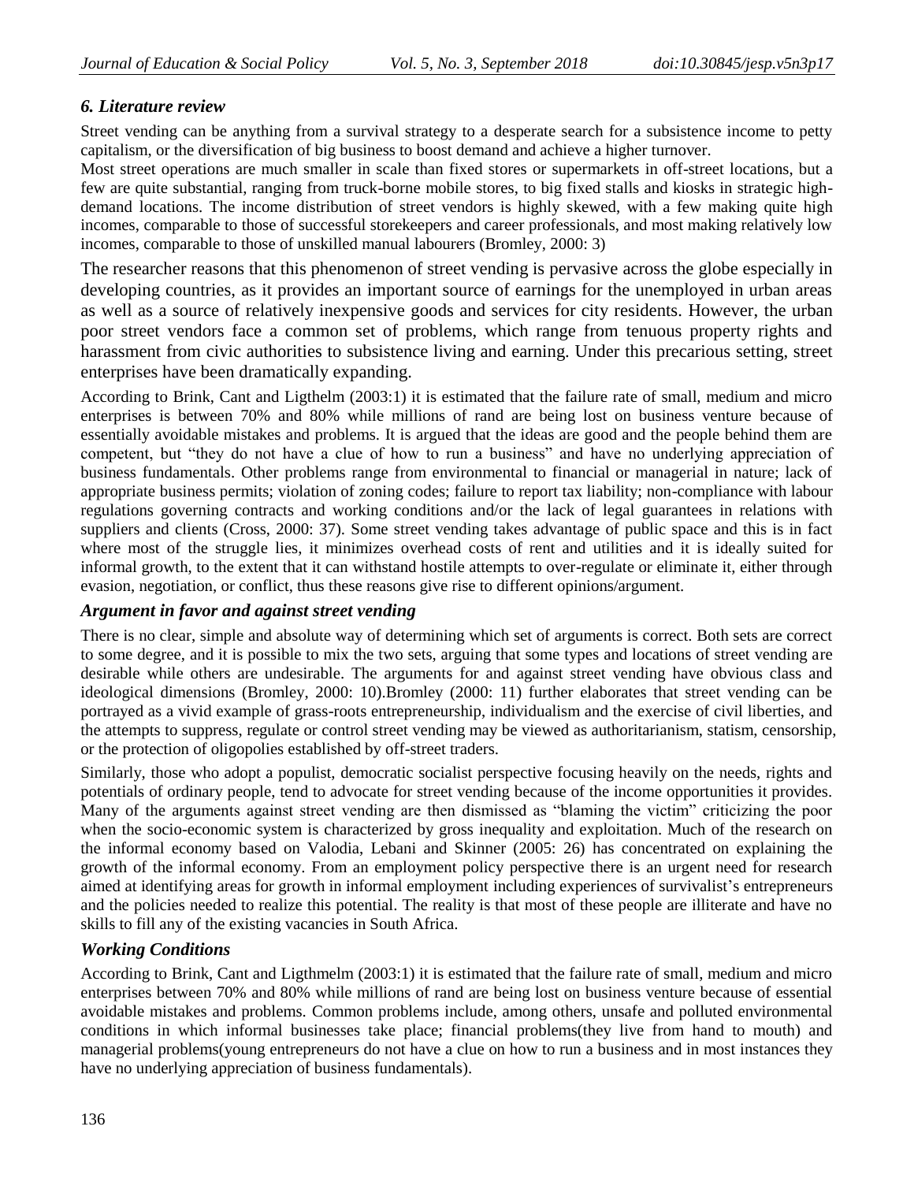### *6. Literature review*

Street vending can be anything from a survival strategy to a desperate search for a subsistence income to petty capitalism, or the diversification of big business to boost demand and achieve a higher turnover.

Most street operations are much smaller in scale than fixed stores or supermarkets in off-street locations, but a few are quite substantial, ranging from truck-borne mobile stores, to big fixed stalls and kiosks in strategic high-demand locations. The income distribution of street vendors is highly skewed, with a few making quite high incomes, comparable to those of successful storekeepers and career professionals, and most making relatively low incomes, comparable to those of unskilled manual labourers (Bromley, 2000: 3)

The researcher reasons that this phenomenon of street vending is pervasive across the globe especially in developing countries, as it provides an important source of earnings for the unemployed in urban areas as well as a source of relatively inexpensive goods and services for city residents. However, the urban poor street vendors face a common set of problems, which range from tenuous property rights and harassment from civic authorities to subsistence living and earning. Under this precarious setting, street enterprises have been dramatically expanding.

According to Brink, Cant and Ligthelm (2003:1) it is estimated that the failure rate of small, medium and micro enterprises is between 70% and 80% while millions of rand are being lost on business venture because of essentially avoidable mistakes and problems. It is argued that the ideas are good and the people behind them are competent, but "they do not have a clue of how to run a business" and have no underlying appreciation of business fundamentals. Other problems range from environmental to financial or managerial in nature; lack of appropriate business permits; violation of zoning codes; failure to report tax liability; non-compliance with labour regulations governing contracts and working conditions and/or the lack of legal guarantees in relations with suppliers and clients (Cross, 2000: 37). Some street vending takes advantage of public space and this is in fact where most of the struggle lies, it minimizes overhead costs of rent and utilities and it is ideally suited for informal growth, to the extent that it can withstand hostile attempts to over-regulate or eliminate it, either through evasion, negotiation, or conflict, thus these reasons give rise to different opinions/argument.

### *Argument in favor and against street vending*

There is no clear, simple and absolute way of determining which set of arguments is correct. Both sets are correct to some degree, and it is possible to mix the two sets, arguing that some types and locations of street vending are desirable while others are undesirable. The arguments for and against street vending have obvious class and ideological dimensions (Bromley, 2000: 10).Bromley (2000: 11) further elaborates that street vending can be portrayed as a vivid example of grass-roots entrepreneurship, individualism and the exercise of civil liberties, and the attempts to suppress, regulate or control street vending may be viewed as authoritarianism, statism, censorship, or the protection of oligopolies established by off-street traders.

Similarly, those who adopt a populist, democratic socialist perspective focusing heavily on the needs, rights and potentials of ordinary people, tend to advocate for street vending because of the income opportunities it provides. Many of the arguments against street vending are then dismissed as "blaming the victim" criticizing the poor when the socio-economic system is characterized by gross inequality and exploitation. Much of the research on the informal economy based on Valodia, Lebani and Skinner (2005: 26) has concentrated on explaining the growth of the informal economy. From an employment policy perspective there is an urgent need for research aimed at identifying areas for growth in informal employment including experiences of survivalist's entrepreneurs and the policies needed to realize this potential. The reality is that most of these people are illiterate and have no skills to fill any of the existing vacancies in South Africa.

### *Working Conditions*

According to Brink, Cant and Ligthmelm (2003:1) it is estimated that the failure rate of small, medium and micro enterprises between 70% and 80% while millions of rand are being lost on business venture because of essential avoidable mistakes and problems. Common problems include, among others, unsafe and polluted environmental conditions in which informal businesses take place; financial problems(they live from hand to mouth) and managerial problems(young entrepreneurs do not have a clue on how to run a business and in most instances they have no underlying appreciation of business fundamentals).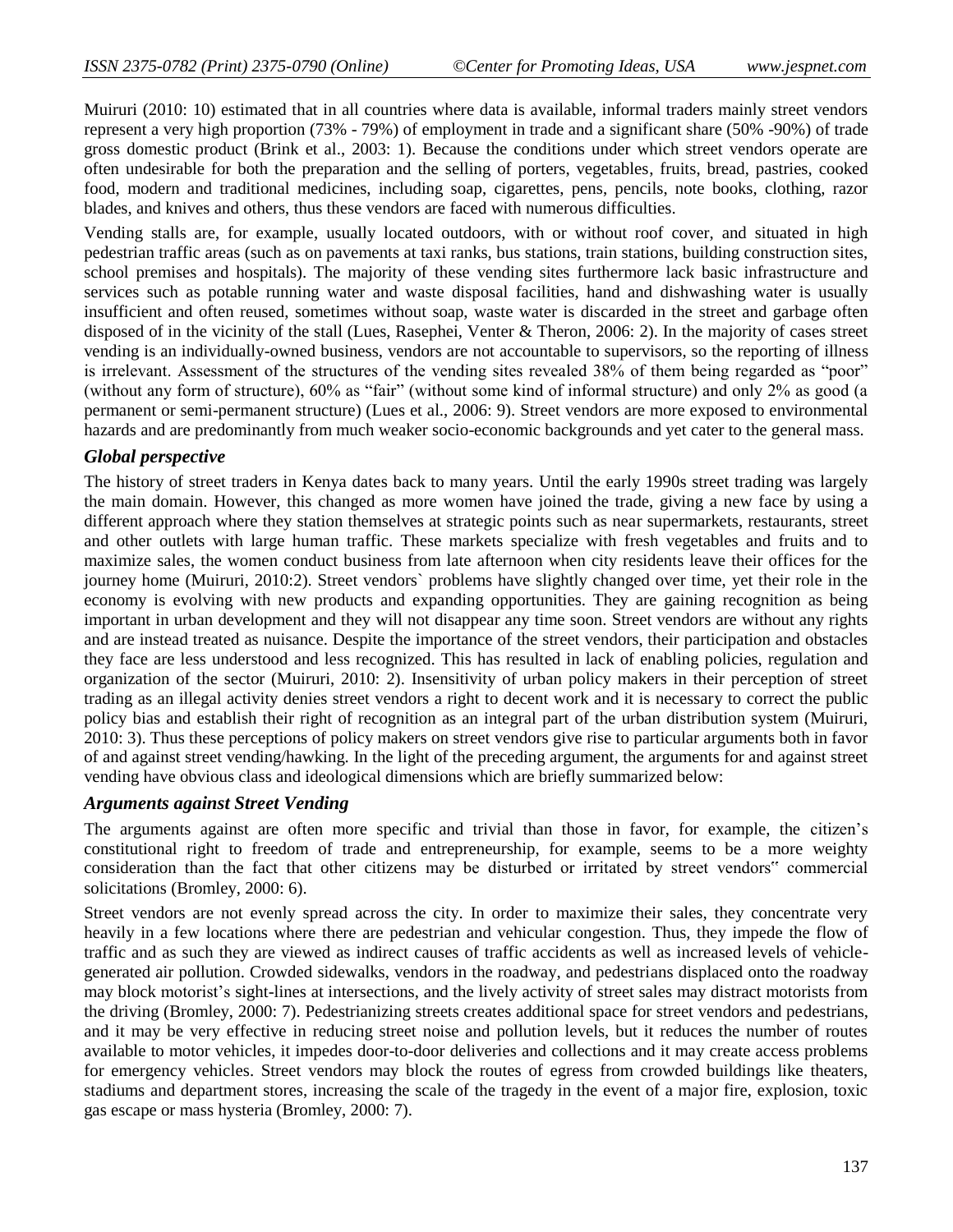Muiruri (2010: 10) estimated that in all countries where data is available, informal traders mainly street vendors represent a very high proportion (73% - 79%) of employment in trade and a significant share (50% -90%) of trade gross domestic product (Brink et al., 2003: 1). Because the conditions under which street vendors operate are often undesirable for both the preparation and the selling of porters, vegetables, fruits, bread, pastries, cooked food, modern and traditional medicines, including soap, cigarettes, pens, pencils, note books, clothing, razor blades, and knives and others, thus these vendors are faced with numerous difficulties.

Vending stalls are, for example, usually located outdoors, with or without roof cover, and situated in high pedestrian traffic areas (such as on pavements at taxi ranks, bus stations, train stations, building construction sites, school premises and hospitals). The majority of these vending sites furthermore lack basic infrastructure and services such as potable running water and waste disposal facilities, hand and dishwashing water is usually insufficient and often reused, sometimes without soap, waste water is discarded in the street and garbage often disposed of in the vicinity of the stall (Lues, Rasephei, Venter & Theron, 2006: 2). In the majority of cases street vending is an individually-owned business, vendors are not accountable to supervisors, so the reporting of illness is irrelevant. Assessment of the structures of the vending sites revealed 38% of them being regarded as "poor" (without any form of structure), 60% as "fair" (without some kind of informal structure) and only 2% as good (a permanent or semi-permanent structure) (Lues et al., 2006: 9). Street vendors are more exposed to environmental hazards and are predominantly from much weaker socio-economic backgrounds and yet cater to the general mass.

### *Global perspective*

The history of street traders in Kenya dates back to many years. Until the early 1990s street trading was largely the main domain. However, this changed as more women have joined the trade, giving a new face by using a different approach where they station themselves at strategic points such as near supermarkets, restaurants, street and other outlets with large human traffic. These markets specialize with fresh vegetables and fruits and to maximize sales, the women conduct business from late afternoon when city residents leave their offices for the journey home (Muiruri, 2010:2). Street vendors` problems have slightly changed over time, yet their role in the economy is evolving with new products and expanding opportunities. They are gaining recognition as being important in urban development and they will not disappear any time soon. Street vendors are without any rights and are instead treated as nuisance. Despite the importance of the street vendors, their participation and obstacles they face are less understood and less recognized. This has resulted in lack of enabling policies, regulation and organization of the sector (Muiruri, 2010: 2). Insensitivity of urban policy makers in their perception of street trading as an illegal activity denies street vendors a right to decent work and it is necessary to correct the public policy bias and establish their right of recognition as an integral part of the urban distribution system (Muiruri, 2010: 3). Thus these perceptions of policy makers on street vendors give rise to particular arguments both in favor of and against street vending/hawking. In the light of the preceding argument, the arguments for and against street vending have obvious class and ideological dimensions which are briefly summarized below:

### *Arguments against Street Vending*

The arguments against are often more specific and trivial than those in favor, for example, the citizen's constitutional right to freedom of trade and entrepreneurship, for example, seems to be a more weighty consideration than the fact that other citizens may be disturbed or irritated by street vendors" commercial solicitations (Bromley, 2000: 6).

Street vendors are not evenly spread across the city. In order to maximize their sales, they concentrate very heavily in a few locations where there are pedestrian and vehicular congestion. Thus, they impede the flow of traffic and as such they are viewed as indirect causes of traffic accidents as well as increased levels of vehicle-generated air pollution. Crowded sidewalks, vendors in the roadway, and pedestrians displaced onto the roadway may block motorist's sight-lines at intersections, and the lively activity of street sales may distract motorists from the driving (Bromley, 2000: 7). Pedestrianizing streets creates additional space for street vendors and pedestrians, and it may be very effective in reducing street noise and pollution levels, but it reduces the number of routes available to motor vehicles, it impedes door-to-door deliveries and collections and it may create access problems for emergency vehicles. Street vendors may block the routes of egress from crowded buildings like theaters, stadiums and department stores, increasing the scale of the tragedy in the event of a major fire, explosion, toxic gas escape or mass hysteria (Bromley, 2000: 7).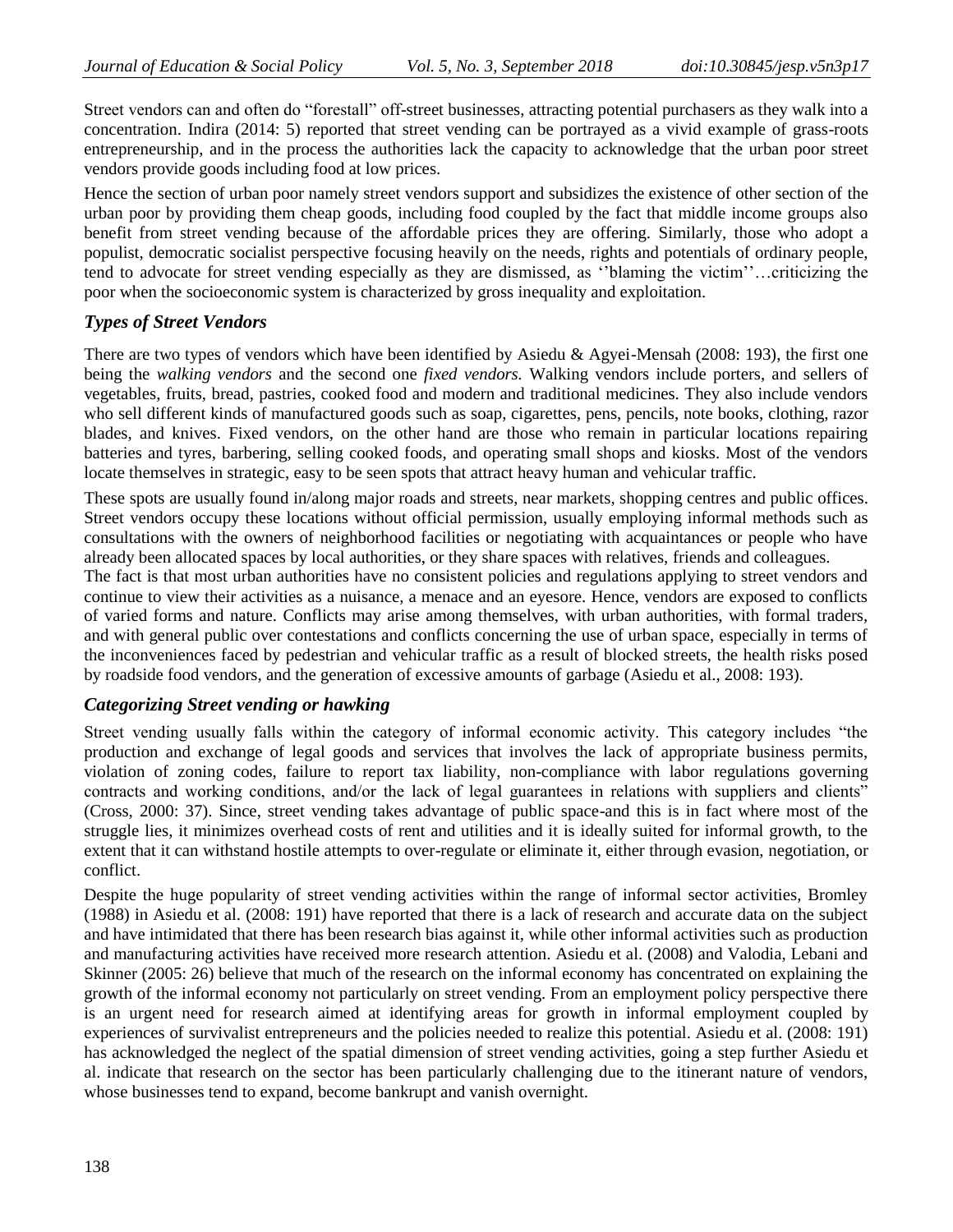Street vendors can and often do "forestall" off-street businesses, attracting potential purchasers as they walk into a concentration. Indira (2014: 5) reported that street vending can be portrayed as a vivid example of grass-roots entrepreneurship, and in the process the authorities lack the capacity to acknowledge that the urban poor street vendors provide goods including food at low prices.

Hence the section of urban poor namely street vendors support and subsidizes the existence of other section of the urban poor by providing them cheap goods, including food coupled by the fact that middle income groups also benefit from street vending because of the affordable prices they are offering. Similarly, those who adopt a populist, democratic socialist perspective focusing heavily on the needs, rights and potentials of ordinary people, tend to advocate for street vending especially as they are dismissed, as ''blaming the victim''…criticizing the poor when the socioeconomic system is characterized by gross inequality and exploitation.

## *Types of Street Vendors*

There are two types of vendors which have been identified by Asiedu & Agyei-Mensah (2008: 193), the first one being the *walking vendors* and the second one *fixed vendors.* Walking vendors include porters, and sellers of vegetables, fruits, bread, pastries, cooked food and modern and traditional medicines. They also include vendors who sell different kinds of manufactured goods such as soap, cigarettes, pens, pencils, note books, clothing, razor blades, and knives. Fixed vendors, on the other hand are those who remain in particular locations repairing batteries and tyres, barbering, selling cooked foods, and operating small shops and kiosks. Most of the vendors locate themselves in strategic, easy to be seen spots that attract heavy human and vehicular traffic.

These spots are usually found in/along major roads and streets, near markets, shopping centres and public offices. Street vendors occupy these locations without official permission, usually employing informal methods such as consultations with the owners of neighborhood facilities or negotiating with acquaintances or people who have already been allocated spaces by local authorities, or they share spaces with relatives, friends and colleagues.

The fact is that most urban authorities have no consistent policies and regulations applying to street vendors and continue to view their activities as a nuisance, a menace and an eyesore. Hence, vendors are exposed to conflicts of varied forms and nature. Conflicts may arise among themselves, with urban authorities, with formal traders, and with general public over contestations and conflicts concerning the use of urban space, especially in terms of the inconveniences faced by pedestrian and vehicular traffic as a result of blocked streets, the health risks posed by roadside food vendors, and the generation of excessive amounts of garbage (Asiedu et al., 2008: 193).

## *Categorizing Street vending or hawking*

Street vending usually falls within the category of informal economic activity. This category includes "the production and exchange of legal goods and services that involves the lack of appropriate business permits, violation of zoning codes, failure to report tax liability, non-compliance with labor regulations governing contracts and working conditions, and/or the lack of legal guarantees in relations with suppliers and clients" (Cross, 2000: 37). Since, street vending takes advantage of public space-and this is in fact where most of the struggle lies, it minimizes overhead costs of rent and utilities and it is ideally suited for informal growth, to the extent that it can withstand hostile attempts to over-regulate or eliminate it, either through evasion, negotiation, or conflict.

Despite the huge popularity of street vending activities within the range of informal sector activities, Bromley (1988) in Asiedu et al. (2008: 191) have reported that there is a lack of research and accurate data on the subject and have intimidated that there has been research bias against it, while other informal activities such as production and manufacturing activities have received more research attention. Asiedu et al. (2008) and Valodia, Lebani and Skinner (2005: 26) believe that much of the research on the informal economy has concentrated on explaining the growth of the informal economy not particularly on street vending. From an employment policy perspective there is an urgent need for research aimed at identifying areas for growth in informal employment coupled by experiences of survivalist entrepreneurs and the policies needed to realize this potential. Asiedu et al. (2008: 191) has acknowledged the neglect of the spatial dimension of street vending activities, going a step further Asiedu et al. indicate that research on the sector has been particularly challenging due to the itinerant nature of vendors, whose businesses tend to expand, become bankrupt and vanish overnight.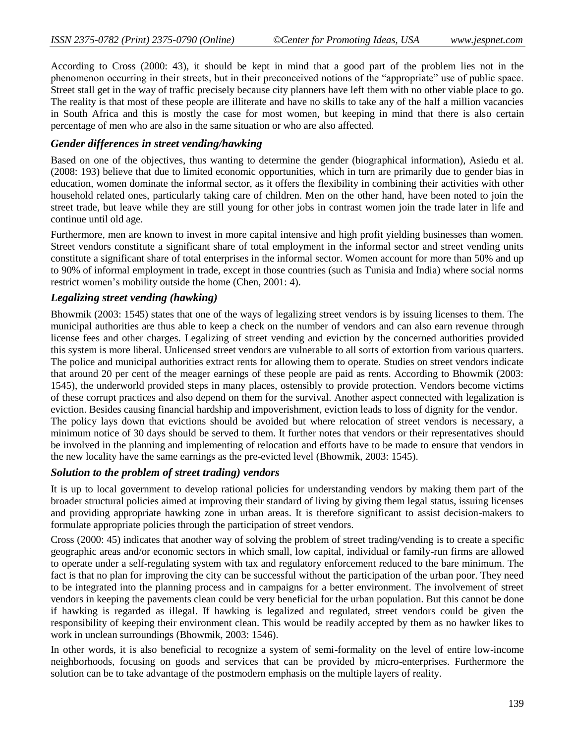According to Cross (2000: 43), it should be kept in mind that a good part of the problem lies not in the phenomenon occurring in their streets, but in their preconceived notions of the "appropriate" use of public space. Street stall get in the way of traffic precisely because city planners have left them with no other viable place to go. The reality is that most of these people are illiterate and have no skills to take any of the half a million vacancies in South Africa and this is mostly the case for most women, but keeping in mind that there is also certain percentage of men who are also in the same situation or who are also affected.

### *Gender differences in street vending/hawking*

Based on one of the objectives, thus wanting to determine the gender (biographical information), Asiedu et al. (2008: 193) believe that due to limited economic opportunities, which in turn are primarily due to gender bias in education, women dominate the informal sector, as it offers the flexibility in combining their activities with other household related ones, particularly taking care of children. Men on the other hand, have been noted to join the street trade, but leave while they are still young for other jobs in contrast women join the trade later in life and continue until old age.

Furthermore, men are known to invest in more capital intensive and high profit yielding businesses than women. Street vendors constitute a significant share of total employment in the informal sector and street vending units constitute a significant share of total enterprises in the informal sector. Women account for more than 50% and up to 90% of informal employment in trade, except in those countries (such as Tunisia and India) where social norms restrict women's mobility outside the home (Chen, 2001: 4).

### *Legalizing street vending (hawking)*

Bhowmik (2003: 1545) states that one of the ways of legalizing street vendors is by issuing licenses to them. The municipal authorities are thus able to keep a check on the number of vendors and can also earn revenue through license fees and other charges. Legalizing of street vending and eviction by the concerned authorities provided this system is more liberal. Unlicensed street vendors are vulnerable to all sorts of extortion from various quarters. The police and municipal authorities extract rents for allowing them to operate. Studies on street vendors indicate that around 20 per cent of the meager earnings of these people are paid as rents. According to Bhowmik (2003: 1545), the underworld provided steps in many places, ostensibly to provide protection. Vendors become victims of these corrupt practices and also depend on them for the survival. Another aspect connected with legalization is eviction. Besides causing financial hardship and impoverishment, eviction leads to loss of dignity for the vendor.

The policy lays down that evictions should be avoided but where relocation of street vendors is necessary, a minimum notice of 30 days should be served to them. It further notes that vendors or their representatives should be involved in the planning and implementing of relocation and efforts have to be made to ensure that vendors in the new locality have the same earnings as the pre-evicted level (Bhowmik, 2003: 1545).

### *Solution to the problem of street trading) vendors*

It is up to local government to develop rational policies for understanding vendors by making them part of the broader structural policies aimed at improving their standard of living by giving them legal status, issuing licenses and providing appropriate hawking zone in urban areas. It is therefore significant to assist decision-makers to formulate appropriate policies through the participation of street vendors.

Cross (2000: 45) indicates that another way of solving the problem of street trading/vending is to create a specific geographic areas and/or economic sectors in which small, low capital, individual or family-run firms are allowed to operate under a self-regulating system with tax and regulatory enforcement reduced to the bare minimum. The fact is that no plan for improving the city can be successful without the participation of the urban poor. They need to be integrated into the planning process and in campaigns for a better environment. The involvement of street vendors in keeping the pavements clean could be very beneficial for the urban population. But this cannot be done if hawking is regarded as illegal. If hawking is legalized and regulated, street vendors could be given the responsibility of keeping their environment clean. This would be readily accepted by them as no hawker likes to work in unclean surroundings (Bhowmik, 2003: 1546).

In other words, it is also beneficial to recognize a system of semi-formality on the level of entire low-income neighborhoods, focusing on goods and services that can be provided by micro-enterprises. Furthermore the solution can be to take advantage of the postmodern emphasis on the multiple layers of reality.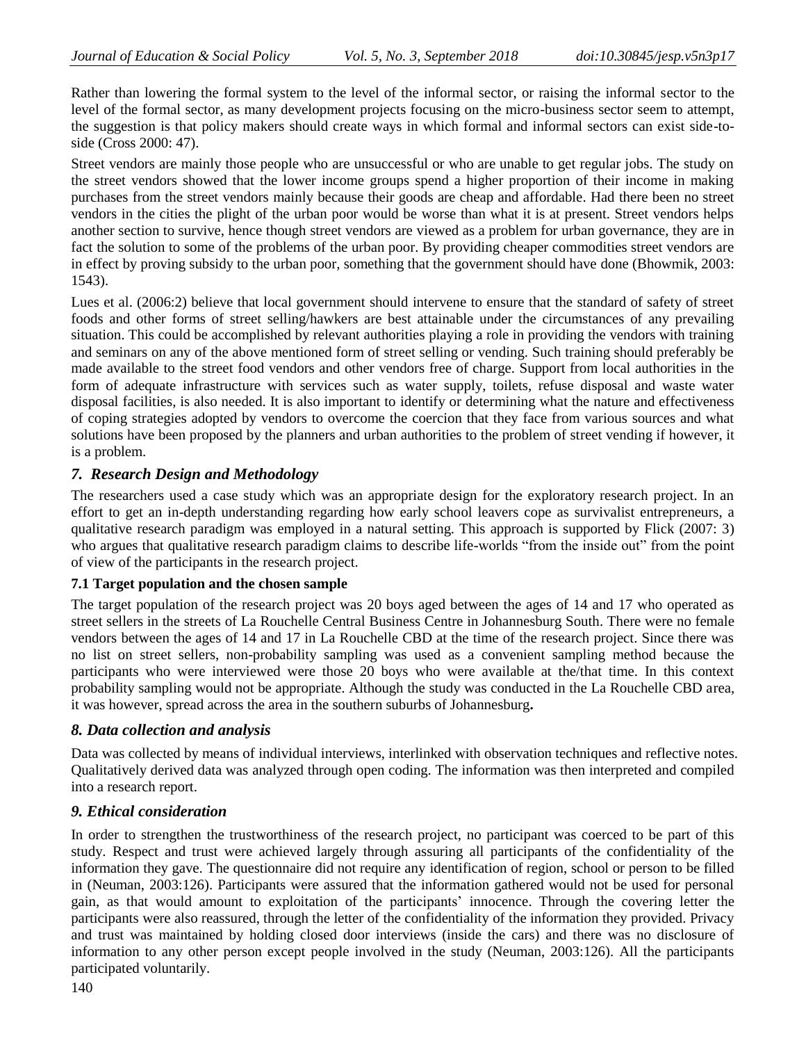Rather than lowering the formal system to the level of the informal sector, or raising the informal sector to the level of the formal sector, as many development projects focusing on the micro-business sector seem to attempt, the suggestion is that policy makers should create ways in which formal and informal sectors can exist side-to-side (Cross 2000: 47).

Street vendors are mainly those people who are unsuccessful or who are unable to get regular jobs. The study on the street vendors showed that the lower income groups spend a higher proportion of their income in making purchases from the street vendors mainly because their goods are cheap and affordable. Had there been no street vendors in the cities the plight of the urban poor would be worse than what it is at present. Street vendors helps another section to survive, hence though street vendors are viewed as a problem for urban governance, they are in fact the solution to some of the problems of the urban poor. By providing cheaper commodities street vendors are in effect by proving subsidy to the urban poor, something that the government should have done (Bhowmik, 2003: 1543).

Lues et al. (2006:2) believe that local government should intervene to ensure that the standard of safety of street foods and other forms of street selling/hawkers are best attainable under the circumstances of any prevailing situation. This could be accomplished by relevant authorities playing a role in providing the vendors with training and seminars on any of the above mentioned form of street selling or vending. Such training should preferably be made available to the street food vendors and other vendors free of charge. Support from local authorities in the form of adequate infrastructure with services such as water supply, toilets, refuse disposal and waste water disposal facilities, is also needed. It is also important to identify or determining what the nature and effectiveness of coping strategies adopted by vendors to overcome the coercion that they face from various sources and what solutions have been proposed by the planners and urban authorities to the problem of street vending if however, it is a problem.

## *7. Research Design and Methodology*

The researchers used a case study which was an appropriate design for the exploratory research project. In an effort to get an in-depth understanding regarding how early school leavers cope as survivalist entrepreneurs, a qualitative research paradigm was employed in a natural setting. This approach is supported by Flick (2007: 3) who argues that qualitative research paradigm claims to describe life-worlds "from the inside out" from the point of view of the participants in the research project.

### 7.1 Target population and the chosen sample

The target population of the research project was 20 boys aged between the ages of 14 and 17 who operated as street sellers in the streets of La Rouchelle Central Business Centre in Johannesburg South. There were no female vendors between the ages of 14 and 17 in La Rouchelle CBD at the time of the research project. Since there was no list on street sellers, non-probability sampling was used as a convenient sampling method because the participants who were interviewed were those 20 boys who were available at the/that time. In this context probability sampling would not be appropriate. Although the study was conducted in the La Rouchelle CBD area, it was however, spread across the area in the southern suburbs of Johannesburg**.**

## *8. Data collection and analysis*

Data was collected by means of individual interviews, interlinked with observation techniques and reflective notes. Qualitatively derived data was analyzed through open coding. The information was then interpreted and compiled into a research report.

## *9. Ethical consideration*

In order to strengthen the trustworthiness of the research project, no participant was coerced to be part of this study. Respect and trust were achieved largely through assuring all participants of the confidentiality of the information they gave. The questionnaire did not require any identification of region, school or person to be filled in (Neuman, 2003:126). Participants were assured that the information gathered would not be used for personal gain, as that would amount to exploitation of the participants' innocence. Through the covering letter the participants were also reassured, through the letter of the confidentiality of the information they provided. Privacy and trust was maintained by holding closed door interviews (inside the cars) and there was no disclosure of information to any other person except people involved in the study (Neuman, 2003:126). All the participants participated voluntarily.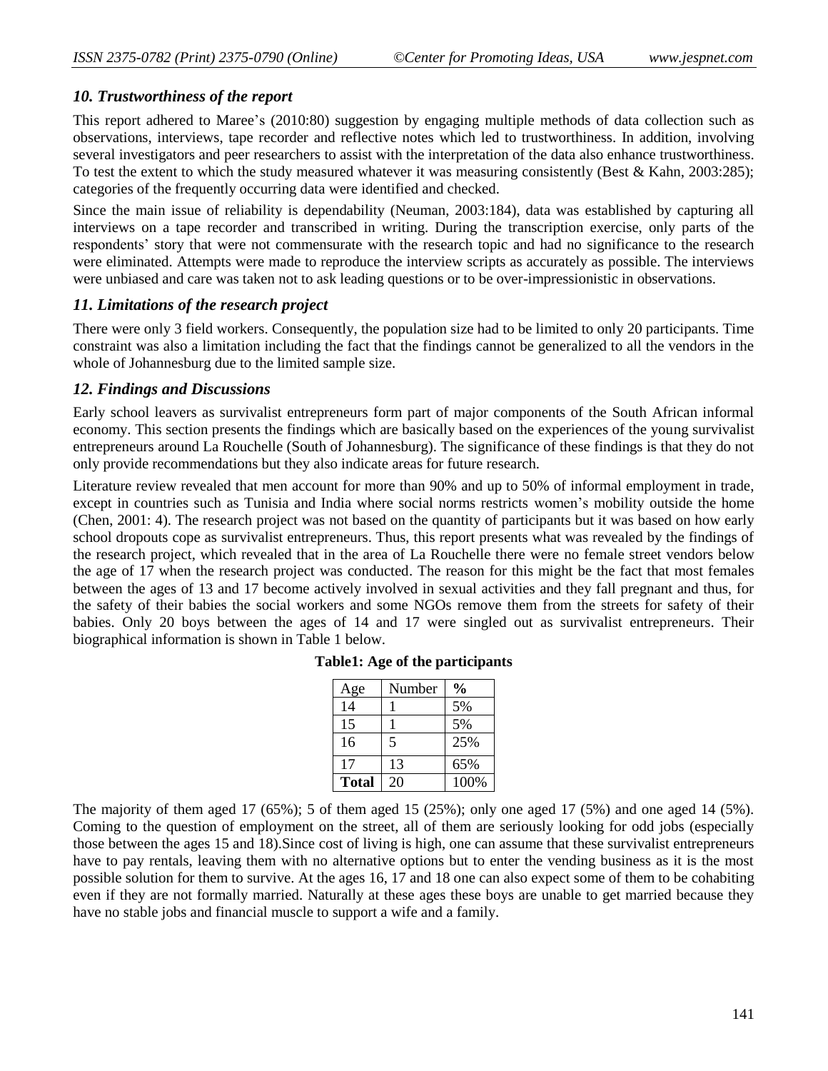### *10. Trustworthiness of the report*

This report adhered to Maree's (2010:80) suggestion by engaging multiple methods of data collection such as observations, interviews, tape recorder and reflective notes which led to trustworthiness. In addition, involving several investigators and peer researchers to assist with the interpretation of the data also enhance trustworthiness. To test the extent to which the study measured whatever it was measuring consistently (Best & Kahn, 2003:285); categories of the frequently occurring data were identified and checked.

Since the main issue of reliability is dependability (Neuman, 2003:184), data was established by capturing all interviews on a tape recorder and transcribed in writing. During the transcription exercise, only parts of the respondents' story that were not commensurate with the research topic and had no significance to the research were eliminated. Attempts were made to reproduce the interview scripts as accurately as possible. The interviews were unbiased and care was taken not to ask leading questions or to be over-impressionistic in observations.

### *11. Limitations of the research project*

There were only 3 field workers. Consequently, the population size had to be limited to only 20 participants. Time constraint was also a limitation including the fact that the findings cannot be generalized to all the vendors in the whole of Johannesburg due to the limited sample size.

### *12. Findings and Discussions*

Early school leavers as survivalist entrepreneurs form part of major components of the South African informal economy. This section presents the findings which are basically based on the experiences of the young survivalist entrepreneurs around La Rouchelle (South of Johannesburg). The significance of these findings is that they do not only provide recommendations but they also indicate areas for future research.

Literature review revealed that men account for more than 90% and up to 50% of informal employment in trade, except in countries such as Tunisia and India where social norms restricts women's mobility outside the home (Chen, 2001: 4). The research project was not based on the quantity of participants but it was based on how early school dropouts cope as survivalist entrepreneurs. Thus, this report presents what was revealed by the findings of the research project, which revealed that in the area of La Rouchelle there were no female street vendors below the age of 17 when the research project was conducted. The reason for this might be the fact that most females between the ages of 13 and 17 become actively involved in sexual activities and they fall pregnant and thus, for the safety of their babies the social workers and some NGOs remove them from the streets for safety of their babies. Only 20 boys between the ages of 14 and 17 were singled out as survivalist entrepreneurs. Their biographical information is shown in Table 1 below.

**Table1: Age of the participants**

| Age | Number | % |
|---|---|---|
| 14 | 1 | 5% |
| 15 | 1 | 5% |
| 16 | 5 | 25% |
| 17 | 13 | 65% |
| **Total** | 20 | 100% |

The majority of them aged 17 (65%); 5 of them aged 15 (25%); only one aged 17 (5%) and one aged 14 (5%). Coming to the question of employment on the street, all of them are seriously looking for odd jobs (especially those between the ages 15 and 18).Since cost of living is high, one can assume that these survivalist entrepreneurs have to pay rentals, leaving them with no alternative options but to enter the vending business as it is the most possible solution for them to survive. At the ages 16, 17 and 18 one can also expect some of them to be cohabiting even if they are not formally married. Naturally at these ages these boys are unable to get married because they have no stable jobs and financial muscle to support a wife and a family.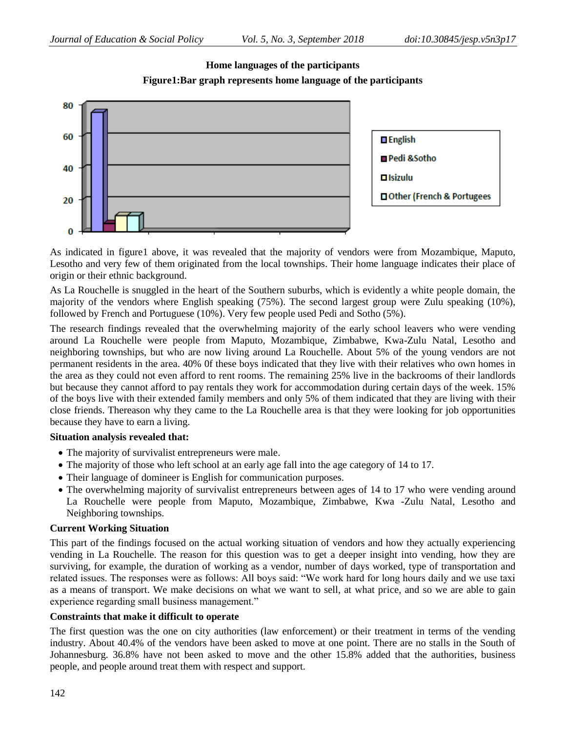**Home languages of the participants**

**Figure1:Bar graph represents home language of the participants**

As indicated in figure1 above, it was revealed that the majority of vendors were from Mozambique, Maputo, Lesotho and very few of them originated from the local townships. Their home language indicates their place of origin or their ethnic background.

As La Rouchelle is snuggled in the heart of the Southern suburbs, which is evidently a white people domain, the majority of the vendors where English speaking (75%). The second largest group were Zulu speaking (10%), followed by French and Portuguese (10%). Very few people used Pedi and Sotho (5%).

The research findings revealed that the overwhelming majority of the early school leavers who were vending around La Rouchelle were people from Maputo, Mozambique, Zimbabwe, Kwa-Zulu Natal, Lesotho and neighboring townships, but who are now living around La Rouchelle. About 5% of the young vendors are not permanent residents in the area. 40% 0f these boys indicated that they live with their relatives who own homes in the area as they could not even afford to rent rooms. The remaining 25% live in the backrooms of their landlords but because they cannot afford to pay rentals they work for accommodation during certain days of the week. 15% of the boys live with their extended family members and only 5% of them indicated that they are living with their close friends. Thereason why they came to the La Rouchelle area is that they were looking for job opportunities because they have to earn a living.

**Situation analysis revealed that:**

- The majority of survivalist entrepreneurs were male.
- The majority of those who left school at an early age fall into the age category of 14 to 17.
- Their language of domineer is English for communication purposes.
- The overwhelming majority of survivalist entrepreneurs between ages of 14 to 17 who were vending around La Rouchelle were people from Maputo, Mozambique, Zimbabwe, Kwa -Zulu Natal, Lesotho and Neighboring townships.

**Current Working Situation**

This part of the findings focused on the actual working situation of vendors and how they actually experiencing vending in La Rouchelle. The reason for this question was to get a deeper insight into vending, how they are surviving, for example, the duration of working as a vendor, number of days worked, type of transportation and related issues. The responses were as follows: All boys said: "We work hard for long hours daily and we use taxi as a means of transport. We make decisions on what we want to sell, at what price, and so we are able to gain experience regarding small business management."

**Constraints that make it difficult to operate**

The first question was the one on city authorities (law enforcement) or their treatment in terms of the vending industry. About 40.4% of the vendors have been asked to move at one point. There are no stalls in the South of Johannesburg. 36.8% have not been asked to move and the other 15.8% added that the authorities, business people, and people around treat them with respect and support.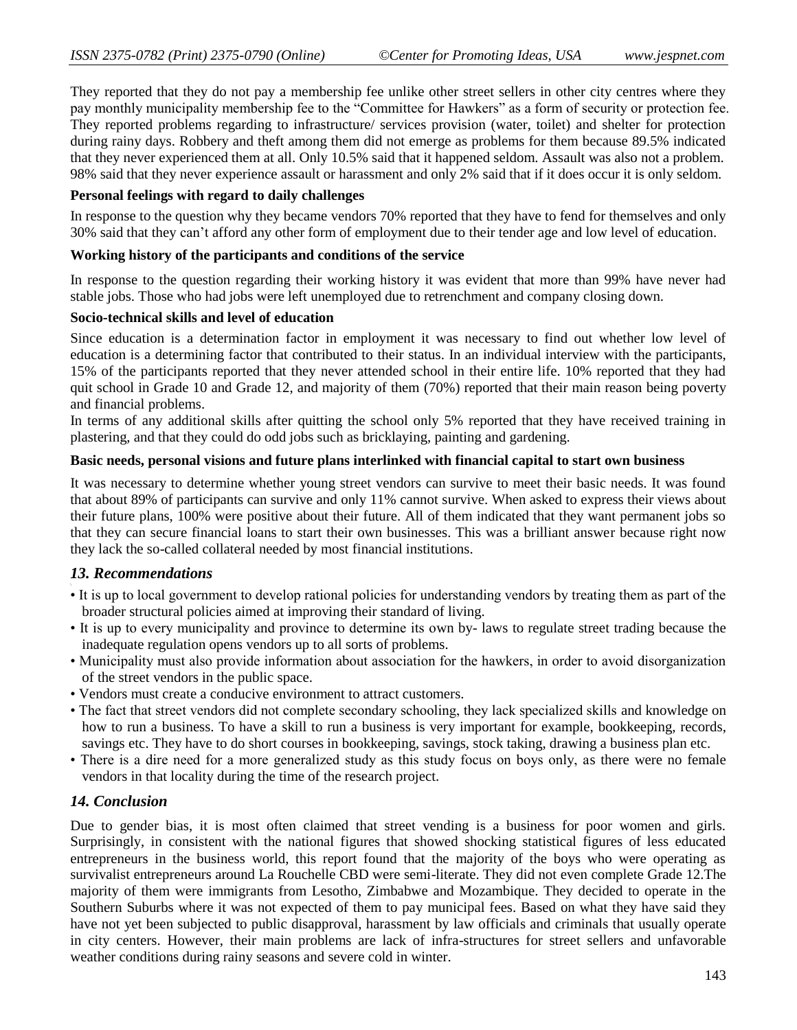They reported that they do not pay a membership fee unlike other street sellers in other city centres where they pay monthly municipality membership fee to the "Committee for Hawkers" as a form of security or protection fee. They reported problems regarding to infrastructure/ services provision (water, toilet) and shelter for protection during rainy days. Robbery and theft among them did not emerge as problems for them because 89.5% indicated that they never experienced them at all. Only 10.5% said that it happened seldom. Assault was also not a problem. 98% said that they never experience assault or harassment and only 2% said that if it does occur it is only seldom.

**Personal feelings with regard to daily challenges**

In response to the question why they became vendors 70% reported that they have to fend for themselves and only 30% said that they can't afford any other form of employment due to their tender age and low level of education.

**Working history of the participants and conditions of the service**

In response to the question regarding their working history it was evident that more than 99% have never had stable jobs. Those who had jobs were left unemployed due to retrenchment and company closing down.

**Socio-technical skills and level of education**

Since education is a determination factor in employment it was necessary to find out whether low level of education is a determining factor that contributed to their status. In an individual interview with the participants, 15% of the participants reported that they never attended school in their entire life. 10% reported that they had quit school in Grade 10 and Grade 12, and majority of them (70%) reported that their main reason being poverty and financial problems.

In terms of any additional skills after quitting the school only 5% reported that they have received training in plastering, and that they could do odd jobs such as bricklaying, painting and gardening.

**Basic needs, personal visions and future plans interlinked with financial capital to start own business**

It was necessary to determine whether young street vendors can survive to meet their basic needs. It was found that about 89% of participants can survive and only 11% cannot survive. When asked to express their views about their future plans, 100% were positive about their future. All of them indicated that they want permanent jobs so that they can secure financial loans to start their own businesses. This was a brilliant answer because right now they lack the so-called collateral needed by most financial institutions.

## *13. Recommendations*

- It is up to local government to develop rational policies for understanding vendors by treating them as part of the broader structural policies aimed at improving their standard of living.
- It is up to every municipality and province to determine its own by- laws to regulate street trading because the inadequate regulation opens vendors up to all sorts of problems.
- Municipality must also provide information about association for the hawkers, in order to avoid disorganization of the street vendors in the public space.
- Vendors must create a conducive environment to attract customers.
- The fact that street vendors did not complete secondary schooling, they lack specialized skills and knowledge on how to run a business. To have a skill to run a business is very important for example, bookkeeping, records, savings etc. They have to do short courses in bookkeeping, savings, stock taking, drawing a business plan etc.
- There is a dire need for a more generalized study as this study focus on boys only, as there were no female vendors in that locality during the time of the research project.

## *14. Conclusion*

Due to gender bias, it is most often claimed that street vending is a business for poor women and girls. Surprisingly, in consistent with the national figures that showed shocking statistical figures of less educated entrepreneurs in the business world, this report found that the majority of the boys who were operating as survivalist entrepreneurs around La Rouchelle CBD were semi-literate. They did not even complete Grade 12.The majority of them were immigrants from Lesotho, Zimbabwe and Mozambique. They decided to operate in the Southern Suburbs where it was not expected of them to pay municipal fees. Based on what they have said they have not yet been subjected to public disapproval, harassment by law officials and criminals that usually operate in city centers. However, their main problems are lack of infra-structures for street sellers and unfavorable weather conditions during rainy seasons and severe cold in winter.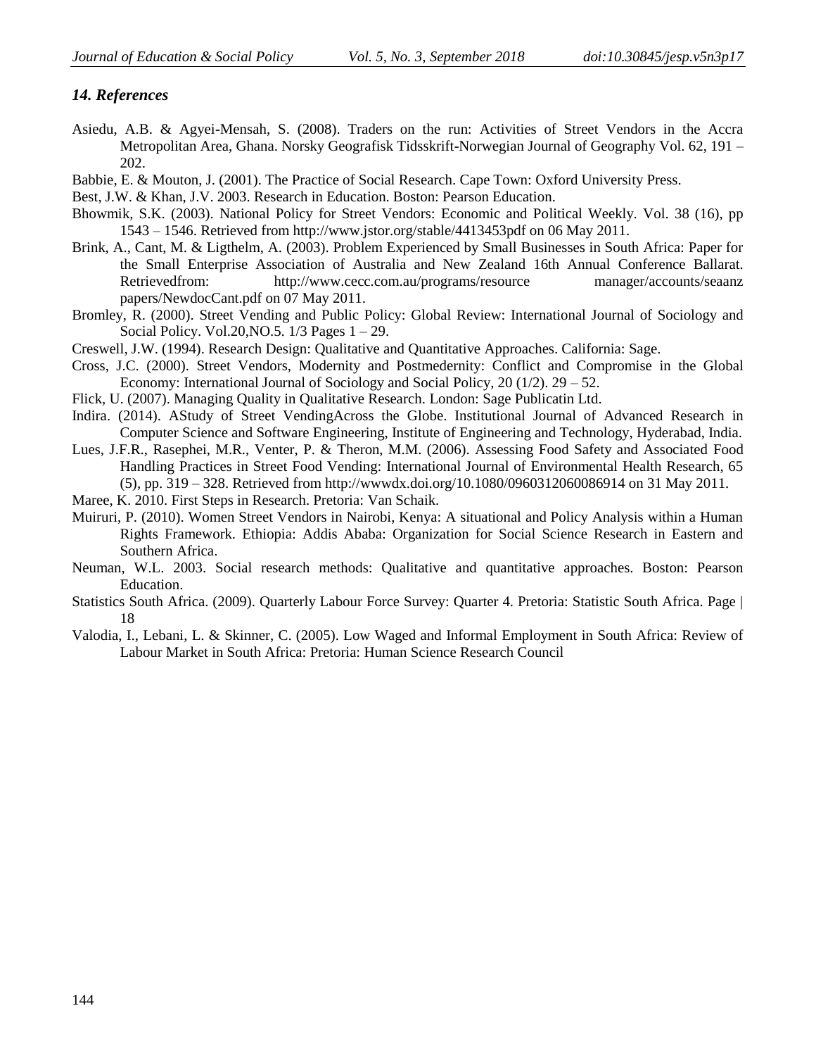### *14. References*

Asiedu, A.B. & Agyei-Mensah, S. (2008). Traders on the run: Activities of Street Vendors in the Accra Metropolitan Area, Ghana. Norsky Geografisk Tidsskrift-Norwegian Journal of Geography Vol. 62, 191 – 202.

Babbie, E. & Mouton, J. (2001). The Practice of Social Research. Cape Town: Oxford University Press.

Best, J.W. & Khan, J.V. 2003. Research in Education. Boston: Pearson Education.

Bhowmik, S.K. (2003). National Policy for Street Vendors: Economic and Political Weekly. Vol. 38 (16), pp 1543 – 1546. Retrieved from http://www.jstor.org/stable/4413453pdf on 06 May 2011.

Brink, A., Cant, M. & Ligthelm, A. (2003). Problem Experienced by Small Businesses in South Africa: Paper for the Small Enterprise Association of Australia and New Zealand 16th Annual Conference Ballarat. Retrievedfrom: http://www.cecc.com.au/programs/resource manager/accounts/seaanz papers/NewdocCant.pdf on 07 May 2011.

Bromley, R. (2000). Street Vending and Public Policy: Global Review: International Journal of Sociology and Social Policy. Vol.20,NO.5. 1/3 Pages 1 – 29.

Creswell, J.W. (1994). Research Design: Qualitative and Quantitative Approaches. California: Sage.

Cross, J.C. (2000). Street Vendors, Modernity and Postmedernity: Conflict and Compromise in the Global Economy: International Journal of Sociology and Social Policy, 20 (1/2). 29 – 52.

Flick, U. (2007). Managing Quality in Qualitative Research. London: Sage Publicatin Ltd.

Indira. (2014). AStudy of Street VendingAcross the Globe. Institutional Journal of Advanced Research in Computer Science and Software Engineering, Institute of Engineering and Technology, Hyderabad, India.

Lues, J.F.R., Rasephei, M.R., Venter, P. & Theron, M.M. (2006). Assessing Food Safety and Associated Food Handling Practices in Street Food Vending: International Journal of Environmental Health Research, 65 (5), pp. 319 – 328. Retrieved from http://wwwdx.doi.org/10.1080/0960312060086914 on 31 May 2011.

Maree, K. 2010. First Steps in Research. Pretoria: Van Schaik.

Muiruri, P. (2010). Women Street Vendors in Nairobi, Kenya: A situational and Policy Analysis within a Human Rights Framework. Ethiopia: Addis Ababa: Organization for Social Science Research in Eastern and Southern Africa.

Neuman, W.L. 2003. Social research methods: Qualitative and quantitative approaches. Boston: Pearson Education.

Statistics South Africa. (2009). Quarterly Labour Force Survey: Quarter 4. Pretoria: Statistic South Africa. Page | 18

Valodia, I., Lebani, L. & Skinner, C. (2005). Low Waged and Informal Employment in South Africa: Review of Labour Market in South Africa: Pretoria: Human Science Research Council